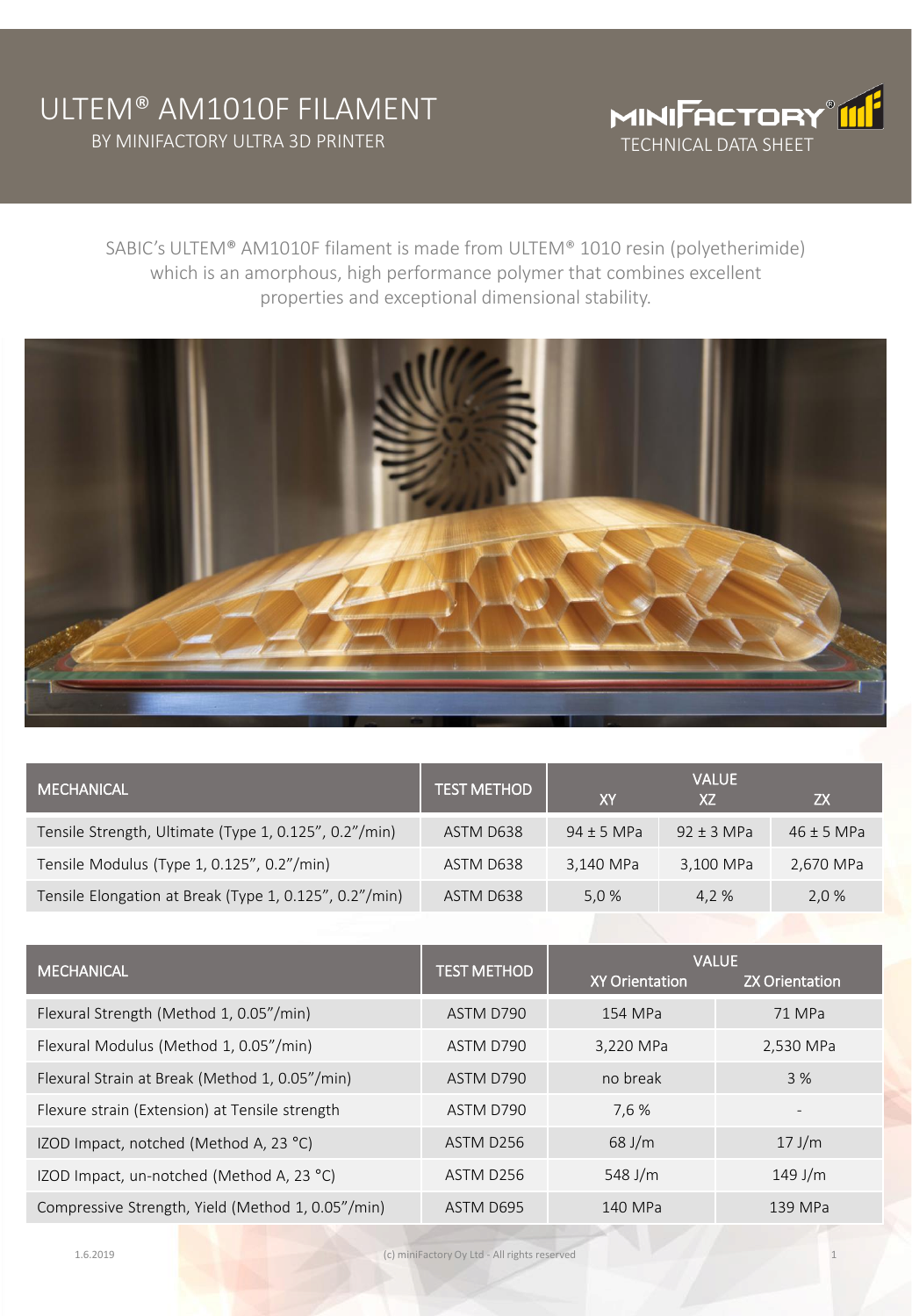# ULTEM® AM1010F FILAMENT

BY MINIFACTORY ULTRA 3D PRINTER

MINIFACTORY® TECHNICAL DATA SHEET

SABIC's ULTEM® AM1010F filament is made from ULTEM® 1010 resin (polyetherimide) which is an amorphous, high performance polymer that combines excellent properties and exceptional dimensional stability.

| MECHANICAL | TEST METHOD | VALUE | | |
|---|---|---|---|---|
| | | XY | XZ | ZX |
| Tensile Strength, Ultimate (Type 1, 0.125", 0.2"/min) | ASTM D638 | 94 ± 5 MPa | 92 ± 3 MPa | 46 ± 5 MPa |
| Tensile Modulus (Type 1, 0.125", 0.2"/min) | ASTM D638 | 3,140 MPa | 3,100 MPa | 2,670 MPa |
| Tensile Elongation at Break (Type 1, 0.125", 0.2"/min) | ASTM D638 | 5,0 % | 4,2 % | 2,0 % |

| MECHANICAL | TEST METHOD | VALUE | |
|---|---|---|---|
| | | XY Orientation | ZX Orientation |
| Flexural Strength (Method 1, 0.05"/min) | ASTM D790 | 154 MPa | 71 MPa |
| Flexural Modulus (Method 1, 0.05"/min) | ASTM D790 | 3,220 MPa | 2,530 MPa |
| Flexural Strain at Break (Method 1, 0.05"/min) | ASTM D790 | no break | 3 % |
| Flexure strain (Extension) at Tensile strength | ASTM D790 | 7,6 % | - |
| IZOD Impact, notched (Method A, 23 °C) | ASTM D256 | 68 J/m | 17 J/m |
| IZOD Impact, un-notched (Method A, 23 °C) | ASTM D256 | 548 J/m | 149 J/m |
| Compressive Strength, Yield (Method 1, 0.05"/min) | ASTM D695 | 140 MPa | 139 MPa |

1.6.2019 (c) miniFactory Oy Ltd - All rights reserved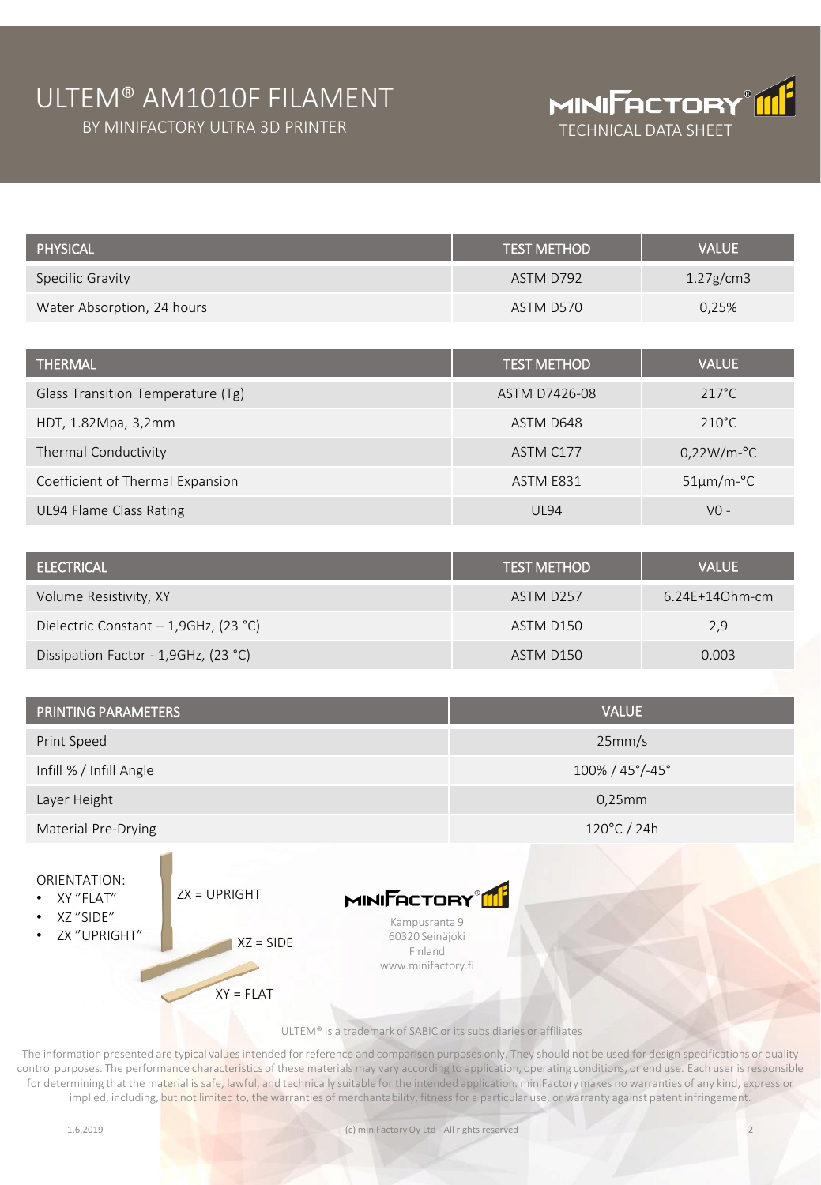# ULTEM® AM1010F FILAMENT

BY MINIFACTORY ULTRA 3D PRINTER

MINIFACTORY® TECHNICAL DATA SHEET

| PHYSICAL | TEST METHOD | VALUE |
| --- | --- | --- |
| Specific Gravity | ASTM D792 | 1.27g/cm3 |
| Water Absorption, 24 hours | ASTM D570 | 0,25% |

| THERMAL | TEST METHOD | VALUE |
| --- | --- | --- |
| Glass Transition Temperature (Tg) | ASTM D7426-08 | 217°C |
| HDT, 1.82Mpa, 3,2mm | ASTM D648 | 210°C |
| Thermal Conductivity | ASTM C177 | 0,22W/m-°C |
| Coefficient of Thermal Expansion | ASTM E831 | 51µm/m-°C |
| UL94 Flame Class Rating | UL94 | V0 - |

| ELECTRICAL | TEST METHOD | VALUE |
| --- | --- | --- |
| Volume Resistivity, XY | ASTM D257 | 6.24E+14Ohm-cm |
| Dielectric Constant – 1,9GHz, (23 °C) | ASTM D150 | 2,9 |
| Dissipation Factor - 1,9GHz, (23 °C) | ASTM D150 | 0.003 |

| PRINTING PARAMETERS | VALUE |
| --- | --- |
| Print Speed | 25mm/s |
| Infill % / Infill Angle | 100% / 45°/-45° |
| Layer Height | 0,25mm |
| Material Pre-Drying | 120°C / 24h |

ORIENTATION:

- XY "FLAT"
- XZ "SIDE"
- ZX "UPRIGHT"

ZX = UPRIGHT

XZ = SIDE

XY = FLAT

MINIFACTORY®

Kampusranta 9
60320 Seinäjoki
Finland
www.minifactory.fi

ULTEM® is a trademark of SABIC or its subsidiaries or affiliates

The information presented are typical values intended for reference and comparison purposes only. They should not be used for design specifications or quality control purposes. The performance characteristics of these materials may vary according to application, operating conditions, or end use. Each user is responsible for determining that the material is safe, lawful, and technically suitable for the intended application. miniFactory makes no warranties of any kind, express or implied, including, but not limited to, the warranties of merchantability, fitness for a particular use, or warranty against patent infringement.

1.6.2019

(c) miniFactory Oy Ltd - All rights reserved